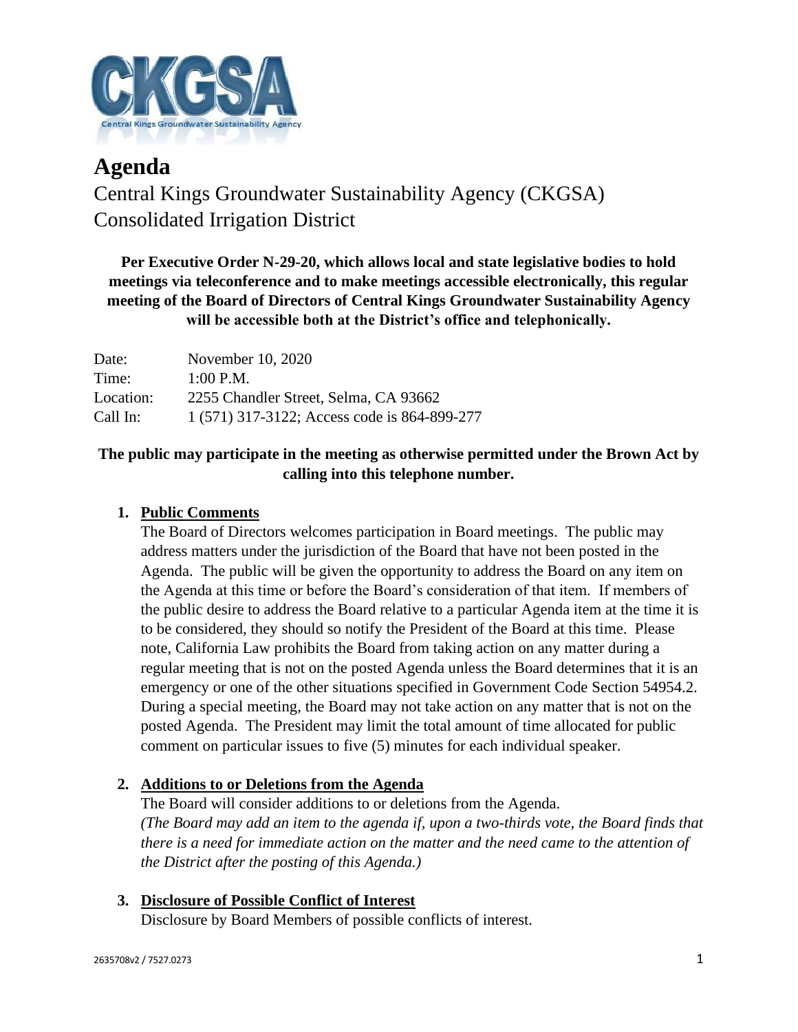# Agenda

Central Kings Groundwater Sustainability Agency (CKGSA)
Consolidated Irrigation District

**Per Executive Order N-29-20, which allows local and state legislative bodies to hold meetings via teleconference and to make meetings accessible electronically, this regular meeting of the Board of Directors of Central Kings Groundwater Sustainability Agency will be accessible both at the District's office and telephonically.**

| | |
|---|---|
| Date: | November 10, 2020 |
| Time: | 1:00 P.M. |
| Location: | 2255 Chandler Street, Selma, CA 93662 |
| Call In: | 1 (571) 317-3122; Access code is 864-899-277 |

**The public may participate in the meeting as otherwise permitted under the Brown Act by calling into this telephone number.**

1. **Public Comments**
   The Board of Directors welcomes participation in Board meetings. The public may address matters under the jurisdiction of the Board that have not been posted in the Agenda. The public will be given the opportunity to address the Board on any item on the Agenda at this time or before the Board's consideration of that item. If members of the public desire to address the Board relative to a particular Agenda item at the time it is to be considered, they should so notify the President of the Board at this time. Please note, California Law prohibits the Board from taking action on any matter during a regular meeting that is not on the posted Agenda unless the Board determines that it is an emergency or one of the other situations specified in Government Code Section 54954.2. During a special meeting, the Board may not take action on any matter that is not on the posted Agenda. The President may limit the total amount of time allocated for public comment on particular issues to five (5) minutes for each individual speaker.

2. **Additions to or Deletions from the Agenda**
   The Board will consider additions to or deletions from the Agenda.
   *(The Board may add an item to the agenda if, upon a two-thirds vote, the Board finds that there is a need for immediate action on the matter and the need came to the attention of the District after the posting of this Agenda.)*

3. **Disclosure of Possible Conflict of Interest**
   Disclosure by Board Members of possible conflicts of interest.

2635708v2 / 7527.0273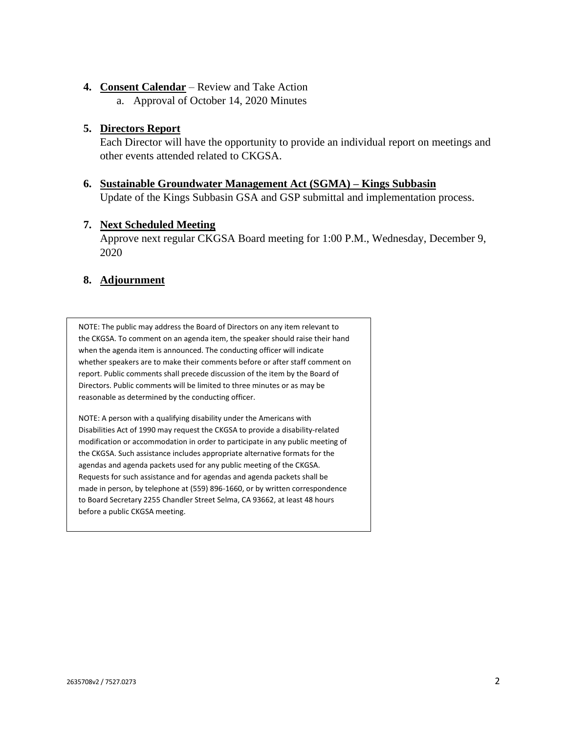4. **Consent Calendar** – Review and Take Action
    a. Approval of October 14, 2020 Minutes

5. **Directors Report**
   Each Director will have the opportunity to provide an individual report on meetings and other events attended related to CKGSA.

6. **Sustainable Groundwater Management Act (SGMA) – Kings Subbasin**
   Update of the Kings Subbasin GSA and GSP submittal and implementation process.

7. **Next Scheduled Meeting**
   Approve next regular CKGSA Board meeting for 1:00 P.M., Wednesday, December 9, 2020

8. **Adjournment**

NOTE: The public may address the Board of Directors on any item relevant to the CKGSA. To comment on an agenda item, the speaker should raise their hand when the agenda item is announced. The conducting officer will indicate whether speakers are to make their comments before or after staff comment on report. Public comments shall precede discussion of the item by the Board of Directors. Public comments will be limited to three minutes or as may be reasonable as determined by the conducting officer.

NOTE: A person with a qualifying disability under the Americans with Disabilities Act of 1990 may request the CKGSA to provide a disability-related modification or accommodation in order to participate in any public meeting of the CKGSA. Such assistance includes appropriate alternative formats for the agendas and agenda packets used for any public meeting of the CKGSA. Requests for such assistance and for agendas and agenda packets shall be made in person, by telephone at (559) 896-1660, or by written correspondence to Board Secretary 2255 Chandler Street Selma, CA 93662, at least 48 hours before a public CKGSA meeting.

2635708v2 / 7527.0273